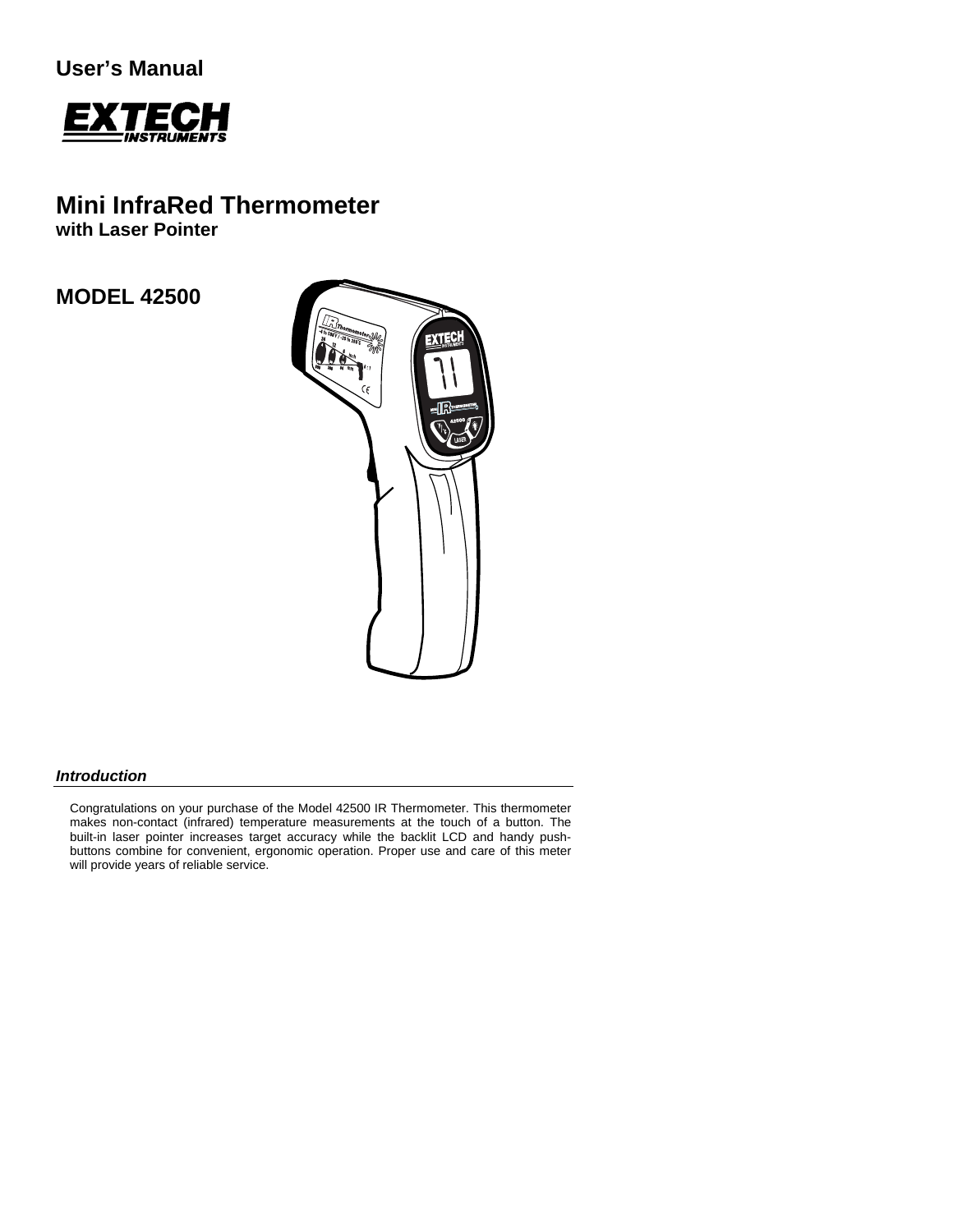**User's Manual**

# EXTECH INSTRUMENTS

# Mini InfraRed Thermometer
**with Laser Pointer**

## MODEL 42500

### *Introduction*

Congratulations on your purchase of the Model 42500 IR Thermometer. This thermometer makes non-contact (infrared) temperature measurements at the touch of a button. The built-in laser pointer increases target accuracy while the backlit LCD and handy push-buttons combine for convenient, ergonomic operation. Proper use and care of this meter will provide years of reliable service.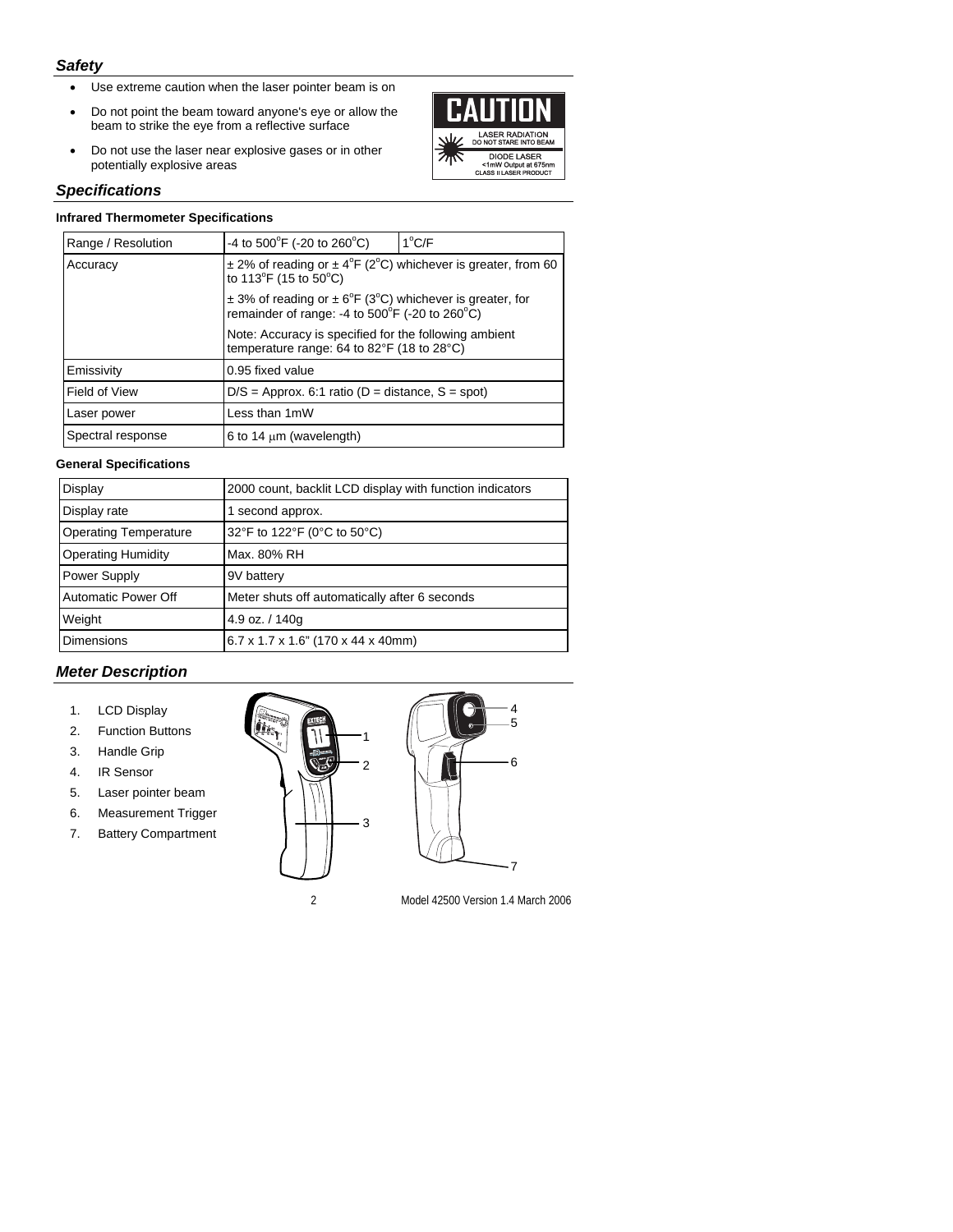## *Safety*

- Use extreme caution when the laser pointer beam is on
- Do not point the beam toward anyone's eye or allow the beam to strike the eye from a reflective surface
- Do not use the laser near explosive gases or in other potentially explosive areas

CAUTION
LASER RADIATION
DO NOT STARE INTO BEAM
DIODE LASER
<1mW Output at 675nm
CLASS II LASER PRODUCT

## *Specifications*

**Infrared Thermometer Specifications**

| Range / Resolution | -4 to 500°F (-20 to 260°C) | 1°C/F |
|---|---|---|
| Accuracy | ± 2% of reading or ± 4°F (2°C) whichever is greater, from 60 to 113°F (15 to 50°C) | |
| | ± 3% of reading or ± 6°F (3°C) whichever is greater, for remainder of range: -4 to 500°F (-20 to 260°C) | |
| | Note: Accuracy is specified for the following ambient temperature range: 64 to 82°F (18 to 28°C) | |
| Emissivity | 0.95 fixed value | |
| Field of View | D/S = Approx. 6:1 ratio (D = distance, S = spot) | |
| Laser power | Less than 1mW | |
| Spectral response | 6 to 14 μm (wavelength) | |

**General Specifications**

| Display | 2000 count, backlit LCD display with function indicators |
|---|---|
| Display rate | 1 second approx. |
| Operating Temperature | 32°F to 122°F (0°C to 50°C) |
| Operating Humidity | Max. 80% RH |
| Power Supply | 9V battery |
| Automatic Power Off | Meter shuts off automatically after 6 seconds |
| Weight | 4.9 oz. / 140g |
| Dimensions | 6.7 x 1.7 x 1.6" (170 x 44 x 40mm) |

## *Meter Description*

1. LCD Display
2. Function Buttons
3. Handle Grip
4. IR Sensor
5. Laser pointer beam
6. Measurement Trigger
7. Battery Compartment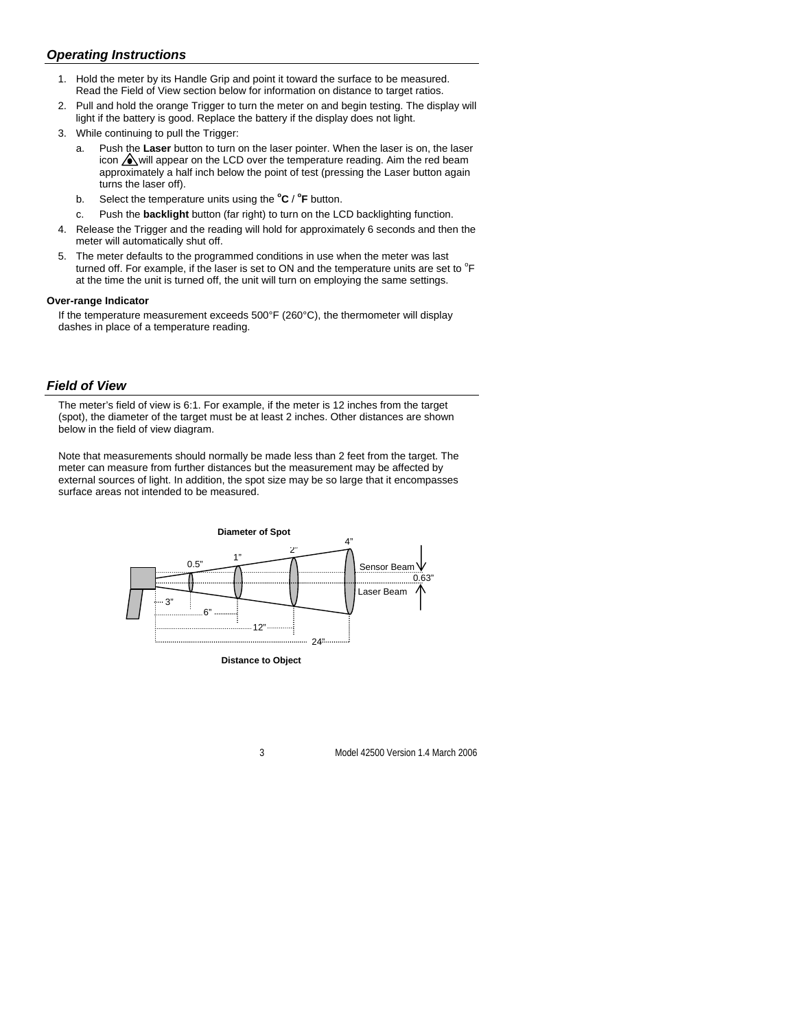## *Operating Instructions*

1. Hold the meter by its Handle Grip and point it toward the surface to be measured. Read the Field of View section below for information on distance to target ratios.
2. Pull and hold the orange Trigger to turn the meter on and begin testing. The display will light if the battery is good. Replace the battery if the display does not light.
3. While continuing to pull the Trigger:
   a. Push the **Laser** button to turn on the laser pointer. When the laser is on, the laser icon will appear on the LCD over the temperature reading. Aim the red beam approximately a half inch below the point of test (pressing the Laser button again turns the laser off).
   b. Select the temperature units using the **°C / °F** button.
   c. Push the **backlight** button (far right) to turn on the LCD backlighting function.
4. Release the Trigger and the reading will hold for approximately 6 seconds and then the meter will automatically shut off.
5. The meter defaults to the programmed conditions in use when the meter was last turned off. For example, if the laser is set to ON and the temperature units are set to °F at the time the unit is turned off, the unit will turn on employing the same settings.

**Over-range Indicator**

If the temperature measurement exceeds 500°F (260°C), the thermometer will display dashes in place of a temperature reading.

## *Field of View*

The meter's field of view is 6:1. For example, if the meter is 12 inches from the target (spot), the diameter of the target must be at least 2 inches. Other distances are shown below in the field of view diagram.

Note that measurements should normally be made less than 2 feet from the target. The meter can measure from further distances but the measurement may be affected by external sources of light. In addition, the spot size may be so large that it encompasses surface areas not intended to be measured.

**Diameter of Spot**

0.5" 1" 2" 4"

Sensor Beam 0.63" Laser Beam

3" 6" 12" 24"

**Distance to Object**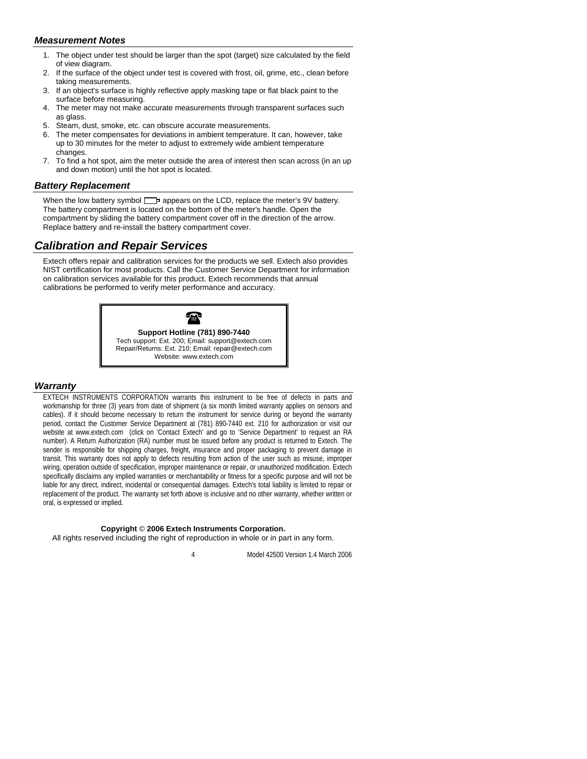### *Measurement Notes*

1. The object under test should be larger than the spot (target) size calculated by the field of view diagram.
2. If the surface of the object under test is covered with frost, oil, grime, etc., clean before taking measurements.
3. If an object's surface is highly reflective apply masking tape or flat black paint to the surface before measuring.
4. The meter may not make accurate measurements through transparent surfaces such as glass.
5. Steam, dust, smoke, etc. can obscure accurate measurements.
6. The meter compensates for deviations in ambient temperature. It can, however, take up to 30 minutes for the meter to adjust to extremely wide ambient temperature changes.
7. To find a hot spot, aim the meter outside the area of interest then scan across (in an up and down motion) until the hot spot is located.

### *Battery Replacement*

When the low battery symbol appears on the LCD, replace the meter's 9V battery. The battery compartment is located on the bottom of the meter's handle. Open the compartment by sliding the battery compartment cover off in the direction of the arrow. Replace battery and re-install the battery compartment cover.

## *Calibration and Repair Services*

Extech offers repair and calibration services for the products we sell. Extech also provides NIST certification for most products. Call the Customer Service Department for information on calibration services available for this product. Extech recommends that annual calibrations be performed to verify meter performance and accuracy.

**Support Hotline (781) 890-7440**
Tech support: Ext. 200; Email: support@extech.com
Repair/Returns: Ext. 210; Email: repair@extech.com
Website: www.extech.com

### *Warranty*

EXTECH INSTRUMENTS CORPORATION warrants this instrument to be free of defects in parts and workmanship for three (3) years from date of shipment (a six month limited warranty applies on sensors and cables). If it should become necessary to return the instrument for service during or beyond the warranty period, contact the Customer Service Department at (781) 890-7440 ext. 210 for authorization or visit our website at www.extech.com (click on 'Contact Extech' and go to 'Service Department' to request an RA number). A Return Authorization (RA) number must be issued before any product is returned to Extech. The sender is responsible for shipping charges, freight, insurance and proper packaging to prevent damage in transit. This warranty does not apply to defects resulting from action of the user such as misuse, improper wiring, operation outside of specification, improper maintenance or repair, or unauthorized modification. Extech specifically disclaims any implied warranties or merchantability or fitness for a specific purpose and will not be liable for any direct, indirect, incidental or consequential damages. Extech's total liability is limited to repair or replacement of the product. The warranty set forth above is inclusive and no other warranty, whether written or oral, is expressed or implied.

**Copyright © 2006 Extech Instruments Corporation.**
All rights reserved including the right of reproduction in whole or in part in any form.